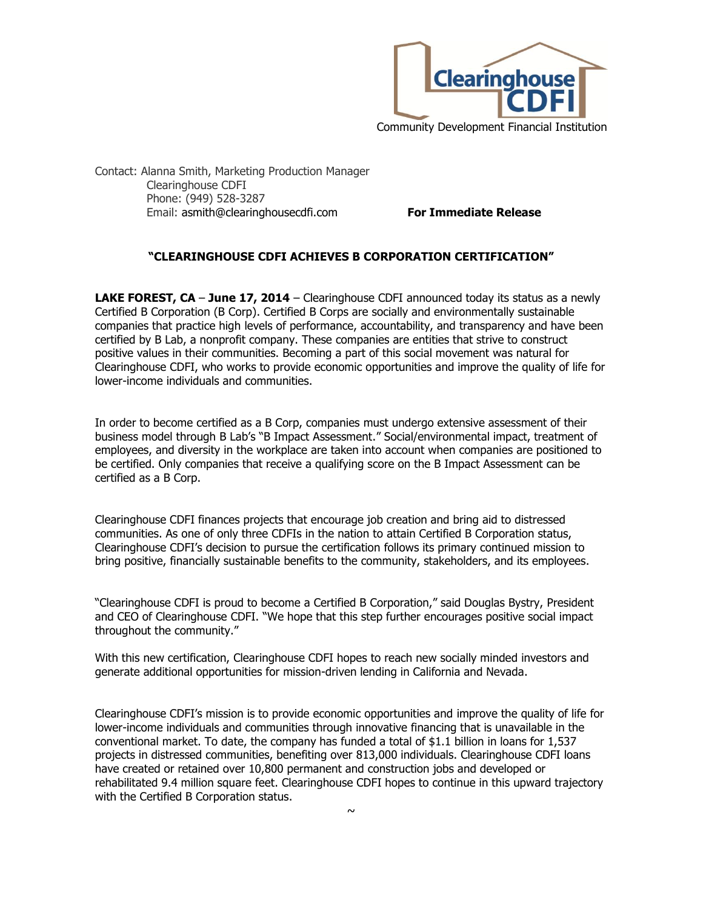Clearinghouse CDFI

Community Development Financial Institution

Contact: Alanna Smith, Marketing Production Manager
Clearinghouse CDFI
Phone: (949) 528-3287
Email: asmith@clearinghousecdfi.com

**For Immediate Release**

# "CLEARINGHOUSE CDFI ACHIEVES B CORPORATION CERTIFICATION"

**LAKE FOREST, CA** – **June 17, 2014** – Clearinghouse CDFI announced today its status as a newly Certified B Corporation (B Corp). Certified B Corps are socially and environmentally sustainable companies that practice high levels of performance, accountability, and transparency and have been certified by B Lab, a nonprofit company. These companies are entities that strive to construct positive values in their communities. Becoming a part of this social movement was natural for Clearinghouse CDFI, who works to provide economic opportunities and improve the quality of life for lower-income individuals and communities.

In order to become certified as a B Corp, companies must undergo extensive assessment of their business model through B Lab's "B Impact Assessment." Social/environmental impact, treatment of employees, and diversity in the workplace are taken into account when companies are positioned to be certified. Only companies that receive a qualifying score on the B Impact Assessment can be certified as a B Corp.

Clearinghouse CDFI finances projects that encourage job creation and bring aid to distressed communities. As one of only three CDFIs in the nation to attain Certified B Corporation status, Clearinghouse CDFI's decision to pursue the certification follows its primary continued mission to bring positive, financially sustainable benefits to the community, stakeholders, and its employees.

"Clearinghouse CDFI is proud to become a Certified B Corporation," said Douglas Bystry, President and CEO of Clearinghouse CDFI. "We hope that this step further encourages positive social impact throughout the community."

With this new certification, Clearinghouse CDFI hopes to reach new socially minded investors and generate additional opportunities for mission-driven lending in California and Nevada.

Clearinghouse CDFI's mission is to provide economic opportunities and improve the quality of life for lower-income individuals and communities through innovative financing that is unavailable in the conventional market. To date, the company has funded a total of $1.1 billion in loans for 1,537 projects in distressed communities, benefiting over 813,000 individuals. Clearinghouse CDFI loans have created or retained over 10,800 permanent and construction jobs and developed or rehabilitated 9.4 million square feet. Clearinghouse CDFI hopes to continue in this upward trajectory with the Certified B Corporation status.

~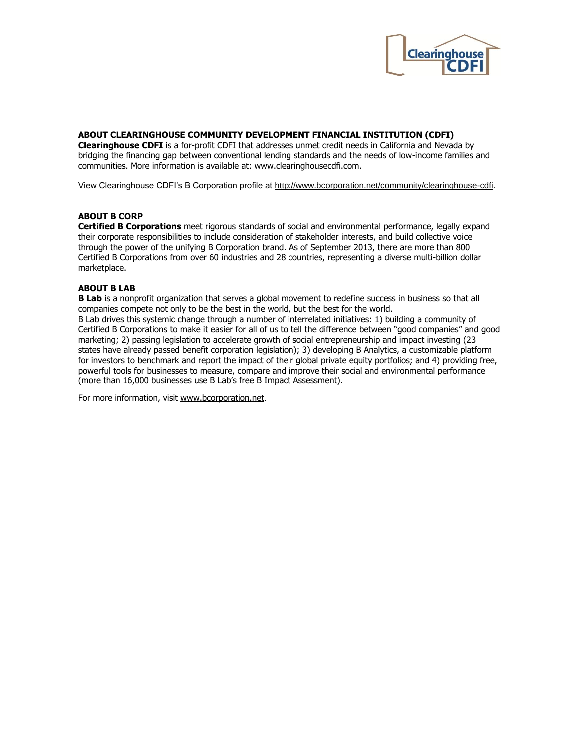## ABOUT CLEARINGHOUSE COMMUNITY DEVELOPMENT FINANCIAL INSTITUTION (CDFI)

**Clearinghouse CDFI** is a for-profit CDFI that addresses unmet credit needs in California and Nevada by bridging the financing gap between conventional lending standards and the needs of low-income families and communities. More information is available at: www.clearinghousecdfi.com.

View Clearinghouse CDFI's B Corporation profile at http://www.bcorporation.net/community/clearinghouse-cdfi.

## ABOUT B CORP

**Certified B Corporations** meet rigorous standards of social and environmental performance, legally expand their corporate responsibilities to include consideration of stakeholder interests, and build collective voice through the power of the unifying B Corporation brand. As of September 2013, there are more than 800 Certified B Corporations from over 60 industries and 28 countries, representing a diverse multi-billion dollar marketplace.

## ABOUT B LAB

**B Lab** is a nonprofit organization that serves a global movement to redefine success in business so that all companies compete not only to be the best in the world, but the best for the world.

B Lab drives this systemic change through a number of interrelated initiatives: 1) building a community of Certified B Corporations to make it easier for all of us to tell the difference between "good companies" and good marketing; 2) passing legislation to accelerate growth of social entrepreneurship and impact investing (23 states have already passed benefit corporation legislation); 3) developing B Analytics, a customizable platform for investors to benchmark and report the impact of their global private equity portfolios; and 4) providing free, powerful tools for businesses to measure, compare and improve their social and environmental performance (more than 16,000 businesses use B Lab's free B Impact Assessment).

For more information, visit www.bcorporation.net.